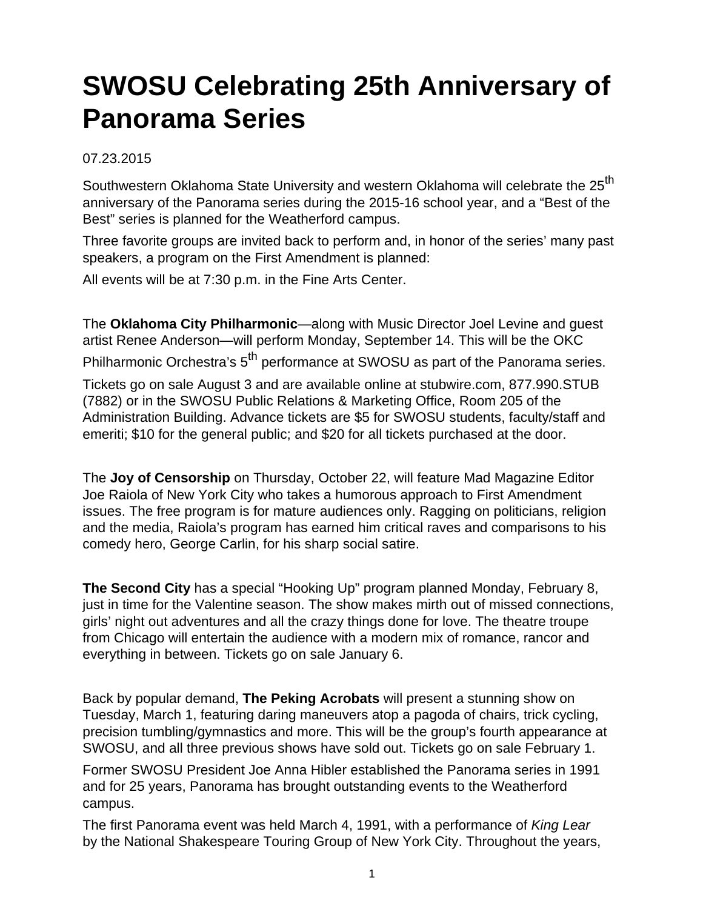# SWOSU Celebrating 25th Anniversary of Panorama Series

07.23.2015

Southwestern Oklahoma State University and western Oklahoma will celebrate the 25th anniversary of the Panorama series during the 2015-16 school year, and a "Best of the Best" series is planned for the Weatherford campus.

Three favorite groups are invited back to perform and, in honor of the series' many past speakers, a program on the First Amendment is planned:

All events will be at 7:30 p.m. in the Fine Arts Center.

The **Oklahoma City Philharmonic**—along with Music Director Joel Levine and guest artist Renee Anderson—will perform Monday, September 14. This will be the OKC Philharmonic Orchestra's 5th performance at SWOSU as part of the Panorama series.

Tickets go on sale August 3 and are available online at stubwire.com, 877.990.STUB (7882) or in the SWOSU Public Relations & Marketing Office, Room 205 of the Administration Building. Advance tickets are $5 for SWOSU students, faculty/staff and emeriti; $10 for the general public; and $20 for all tickets purchased at the door.

The **Joy of Censorship** on Thursday, October 22, will feature Mad Magazine Editor Joe Raiola of New York City who takes a humorous approach to First Amendment issues. The free program is for mature audiences only. Ragging on politicians, religion and the media, Raiola's program has earned him critical raves and comparisons to his comedy hero, George Carlin, for his sharp social satire.

**The Second City** has a special "Hooking Up" program planned Monday, February 8, just in time for the Valentine season. The show makes mirth out of missed connections, girls' night out adventures and all the crazy things done for love. The theatre troupe from Chicago will entertain the audience with a modern mix of romance, rancor and everything in between. Tickets go on sale January 6.

Back by popular demand, **The Peking Acrobats** will present a stunning show on Tuesday, March 1, featuring daring maneuvers atop a pagoda of chairs, trick cycling, precision tumbling/gymnastics and more. This will be the group's fourth appearance at SWOSU, and all three previous shows have sold out. Tickets go on sale February 1.

Former SWOSU President Joe Anna Hibler established the Panorama series in 1991 and for 25 years, Panorama has brought outstanding events to the Weatherford campus.

The first Panorama event was held March 4, 1991, with a performance of *King Lear* by the National Shakespeare Touring Group of New York City. Throughout the years,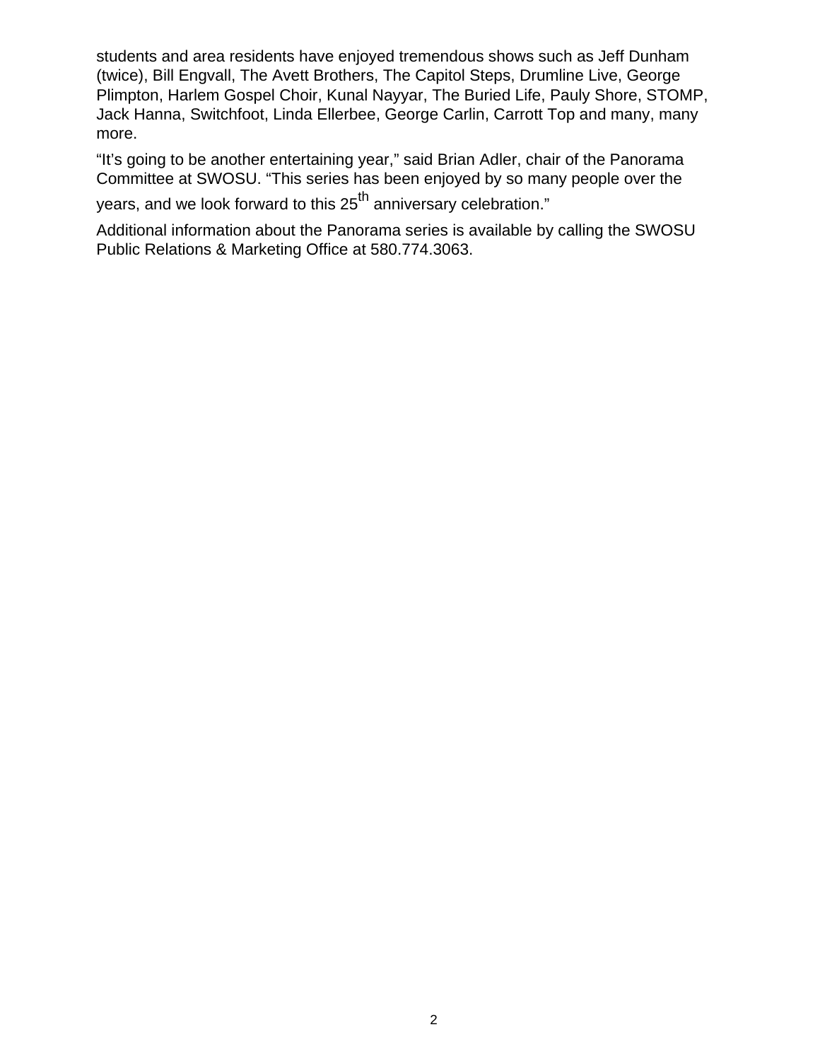students and area residents have enjoyed tremendous shows such as Jeff Dunham (twice), Bill Engvall, The Avett Brothers, The Capitol Steps, Drumline Live, George Plimpton, Harlem Gospel Choir, Kunal Nayyar, The Buried Life, Pauly Shore, STOMP, Jack Hanna, Switchfoot, Linda Ellerbee, George Carlin, Carrott Top and many, many more.

“It’s going to be another entertaining year,” said Brian Adler, chair of the Panorama Committee at SWOSU. “This series has been enjoyed by so many people over the years, and we look forward to this 25th anniversary celebration.”

Additional information about the Panorama series is available by calling the SWOSU Public Relations & Marketing Office at 580.774.3063.